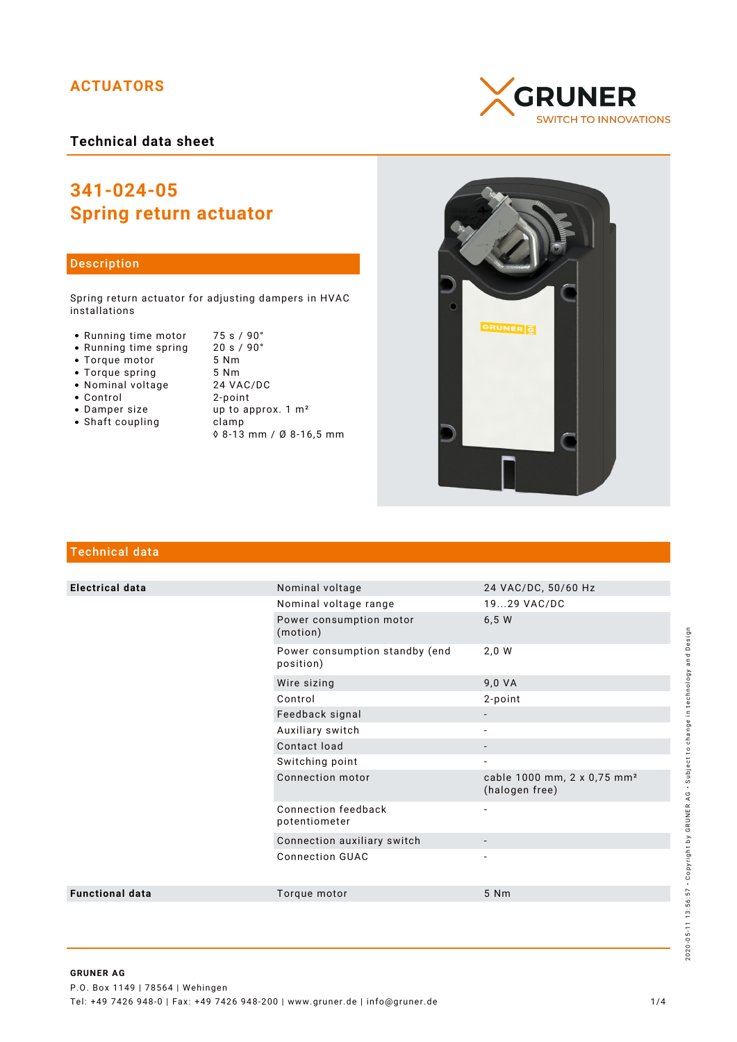ACTUATORS

GRUNER
SWITCH TO INNOVATIONS

**Technical data sheet**

# 341-024-05
# Spring return actuator

## Description

Spring return actuator for adjusting dampers in HVAC installations

- Running time motor 75 s / 90°
- Running time spring 20 s / 90°
- Torque motor 5 Nm
- Torque spring 5 Nm
- Nominal voltage 24 VAC/DC
- Control 2-point
- Damper size up to approx. 1 m²
- Shaft coupling clamp ◊ 8-13 mm / Ø 8-16,5 mm

## Technical data

| | | |
|---|---|---|
| **Electrical data** | Nominal voltage | 24 VAC/DC, 50/60 Hz |
| | Nominal voltage range | 19...29 VAC/DC |
| | Power consumption motor (motion) | 6,5 W |
| | Power consumption standby (end position) | 2,0 W |
| | Wire sizing | 9,0 VA |
| | Control | 2-point |
| | Feedback signal | - |
| | Auxiliary switch | - |
| | Contact load | - |
| | Switching point | - |
| | Connection motor | cable 1000 mm, 2 x 0,75 mm² (halogen free) |
| | Connection feedback potentiometer | - |
| | Connection auxiliary switch | - |
| | Connection GUAC | - |
| **Functional data** | Torque motor | 5 Nm |

**GRUNER AG**
P.O. Box 1149 | 78564 | Wehingen
Tel: +49 7426 948-0 | Fax: +49 7426 948-200 | www.gruner.de | info@gruner.de

2020-05-11 13:56:57 · Copyright by GRUNER AG · Subject to change in technology and Design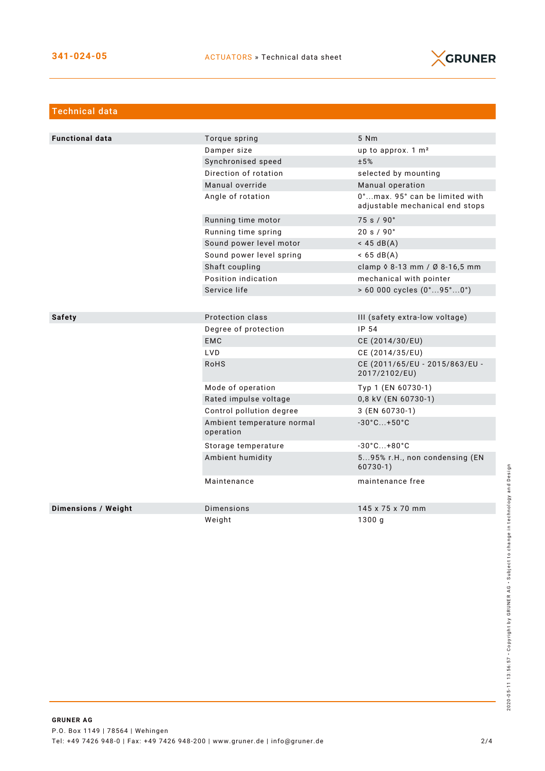## Technical data

| | | |
|---|---|---|
| **Functional data** | Torque spring | 5 Nm |
| | Damper size | up to approx. 1 m² |
| | Synchronised speed | ±5% |
| | Direction of rotation | selected by mounting |
| | Manual override | Manual operation |
| | Angle of rotation | 0°...max. 95° can be limited with adjustable mechanical end stops |
| | Running time motor | 75 s / 90° |
| | Running time spring | 20 s / 90° |
| | Sound power level motor | < 45 dB(A) |
| | Sound power level spring | < 65 dB(A) |
| | Shaft coupling | clamp ◊ 8-13 mm / Ø 8-16,5 mm |
| | Position indication | mechanical with pointer |
| | Service life | > 60 000 cycles (0°...95°...0°) |
| **Safety** | Protection class | III (safety extra-low voltage) |
| | Degree of protection | IP 54 |
| | EMC | CE (2014/30/EU) |
| | LVD | CE (2014/35/EU) |
| | RoHS | CE (2011/65/EU - 2015/863/EU - 2017/2102/EU) |
| | Mode of operation | Typ 1 (EN 60730-1) |
| | Rated impulse voltage | 0,8 kV (EN 60730-1) |
| | Control pollution degree | 3 (EN 60730-1) |
| | Ambient temperature normal operation | -30°C...+50°C |
| | Storage temperature | -30°C...+80°C |
| | Ambient humidity | 5...95% r.H., non condensing (EN 60730-1) |
| | Maintenance | maintenance free |
| **Dimensions / Weight** | Dimensions | 145 x 75 x 70 mm |
| | Weight | 1300 g |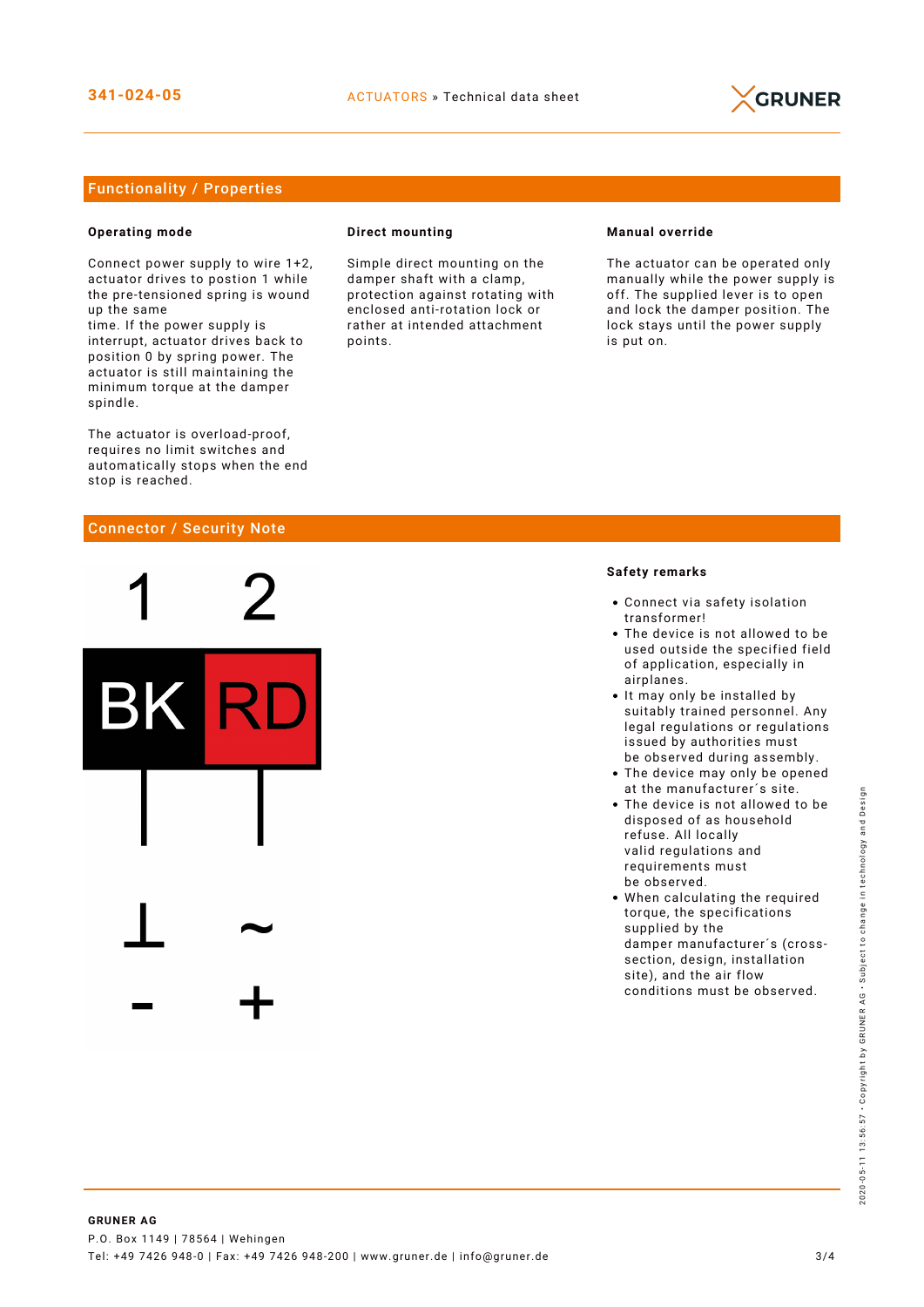## Functionality / Properties

### Operating mode

Connect power supply to wire 1+2, actuator drives to postion 1 while the pre-tensioned spring is wound up the same
time. If the power supply is interrupt, actuator drives back to position 0 by spring power. The actuator is still maintaining the minimum torque at the damper spindle.

The actuator is overload-proof, requires no limit switches and automatically stops when the end stop is reached.

### Direct mounting

Simple direct mounting on the damper shaft with a clamp, protection against rotating with enclosed anti-rotation lock or rather at intended attachment points.

### Manual override

The actuator can be operated only manually while the power supply is off. The supplied lever is to open and lock the damper position. The lock stays until the power supply is put on.

## Connector / Security Note

| 1 | 2 |
| --- | --- |
| BK | RD |
| ⊥ | ~ |
| - | + |

### Safety remarks

- Connect via safety isolation transformer!
- The device is not allowed to be used outside the specified field of application, especially in airplanes.
- It may only be installed by suitably trained personnel. Any legal regulations or regulations issued by authorities must be observed during assembly.
- The device may only be opened at the manufacturer´s site.
- The device is not allowed to be disposed of as household refuse. All locally valid regulations and requirements must be observed.
- When calculating the required torque, the specifications supplied by the damper manufacturer´s (cross-section, design, installation site), and the air flow conditions must be observed.

**GRUNER AG**
P.O. Box 1149 | 78564 | Wehingen
Tel: +49 7426 948-0 | Fax: +49 7426 948-200 | www.gruner.de | info@gruner.de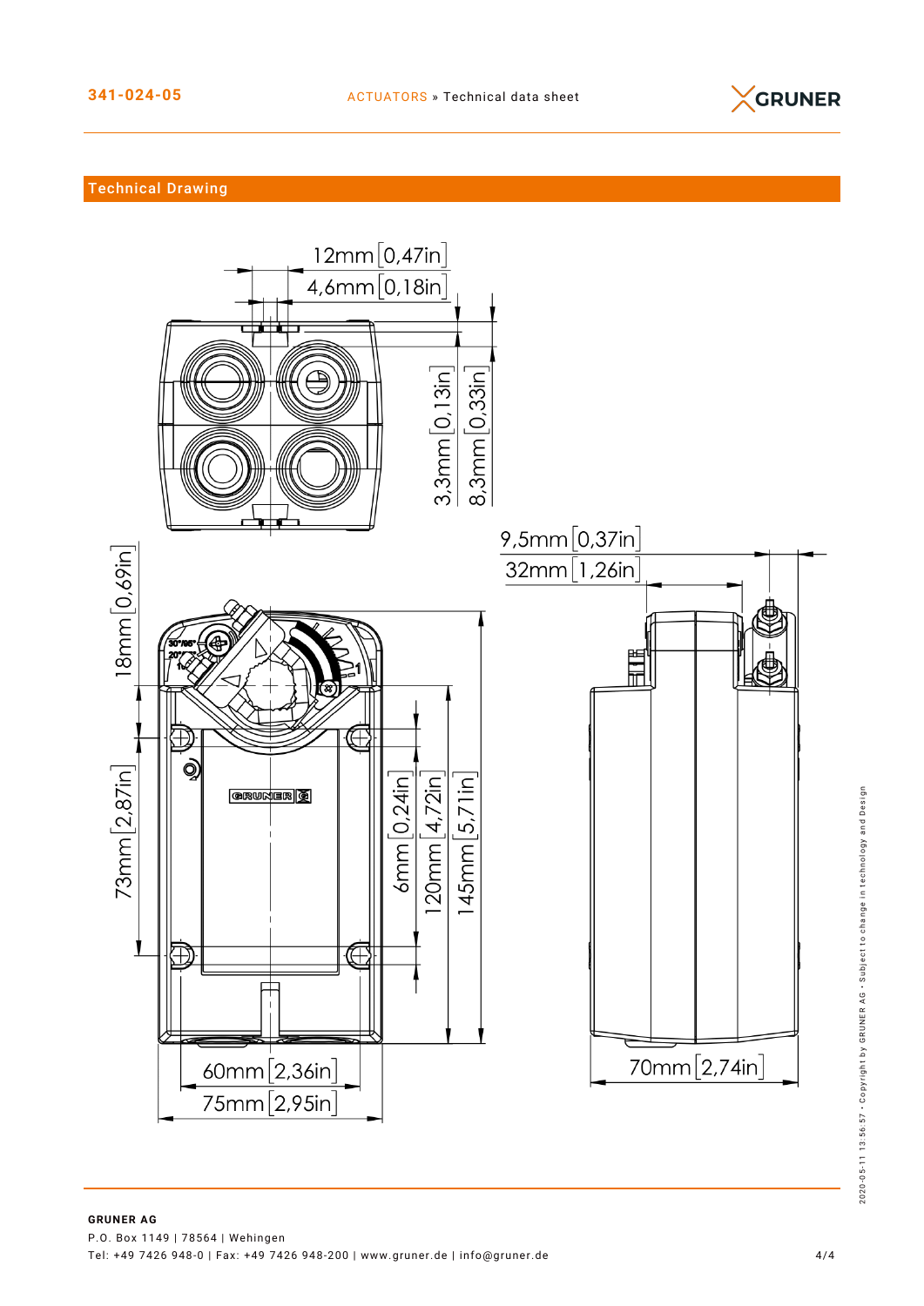## Technical Drawing

12mm [0,47in]
4,6mm [0,18in]
3,3mm [0,13in]
8,3mm [0,33in]
9,5mm [0,37in]
32mm [1,26in]
18mm [0,69in]
73mm [2,87in]
6mm [0,24in]
120mm [4,72in]
145mm [5,71in]
60mm [2,36in]
75mm [2,95in]
70mm [2,74in]

**GRUNER AG**
P.O. Box 1149 | 78564 | Wehingen
Tel: +49 7426 948-0 | Fax: +49 7426 948-200 | www.gruner.de | info@gruner.de